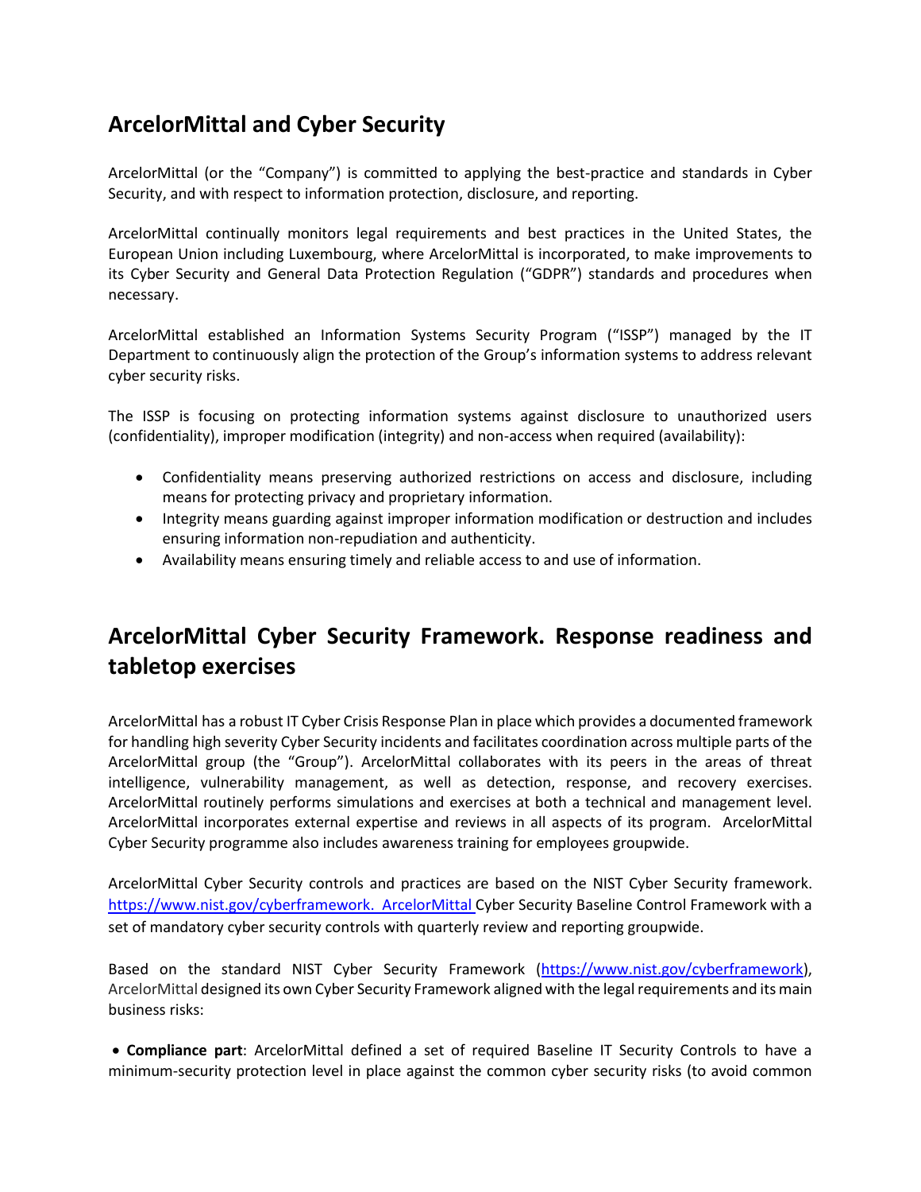## ArcelorMittal and Cyber Security

ArcelorMittal (or the "Company") is committed to applying the best-practice and standards in Cyber Security, and with respect to information protection, disclosure, and reporting.

ArcelorMittal continually monitors legal requirements and best practices in the United States, the European Union including Luxembourg, where ArcelorMittal is incorporated, to make improvements to its Cyber Security and General Data Protection Regulation ("GDPR") standards and procedures when necessary.

ArcelorMittal established an Information Systems Security Program ("ISSP") managed by the IT Department to continuously align the protection of the Group's information systems to address relevant cyber security risks.

The ISSP is focusing on protecting information systems against disclosure to unauthorized users (confidentiality), improper modification (integrity) and non-access when required (availability):

- Confidentiality means preserving authorized restrictions on access and disclosure, including means for protecting privacy and proprietary information.
- Integrity means guarding against improper information modification or destruction and includes ensuring information non-repudiation and authenticity.
- Availability means ensuring timely and reliable access to and use of information.

## ArcelorMittal Cyber Security Framework. Response readiness and tabletop exercises

ArcelorMittal has a robust IT Cyber Crisis Response Plan in place which provides a documented framework for handling high severity Cyber Security incidents and facilitates coordination across multiple parts of the ArcelorMittal group (the "Group"). ArcelorMittal collaborates with its peers in the areas of threat intelligence, vulnerability management, as well as detection, response, and recovery exercises. ArcelorMittal routinely performs simulations and exercises at both a technical and management level. ArcelorMittal incorporates external expertise and reviews in all aspects of its program. ArcelorMittal Cyber Security programme also includes awareness training for employees groupwide.

ArcelorMittal Cyber Security controls and practices are based on the NIST Cyber Security framework. https://www.nist.gov/cyberframework. ArcelorMittal Cyber Security Baseline Control Framework with a set of mandatory cyber security controls with quarterly review and reporting groupwide.

Based on the standard NIST Cyber Security Framework (https://www.nist.gov/cyberframework), ArcelorMittal designed its own Cyber Security Framework aligned with the legal requirements and its main business risks:

- **Compliance part**: ArcelorMittal defined a set of required Baseline IT Security Controls to have a minimum-security protection level in place against the common cyber security risks (to avoid common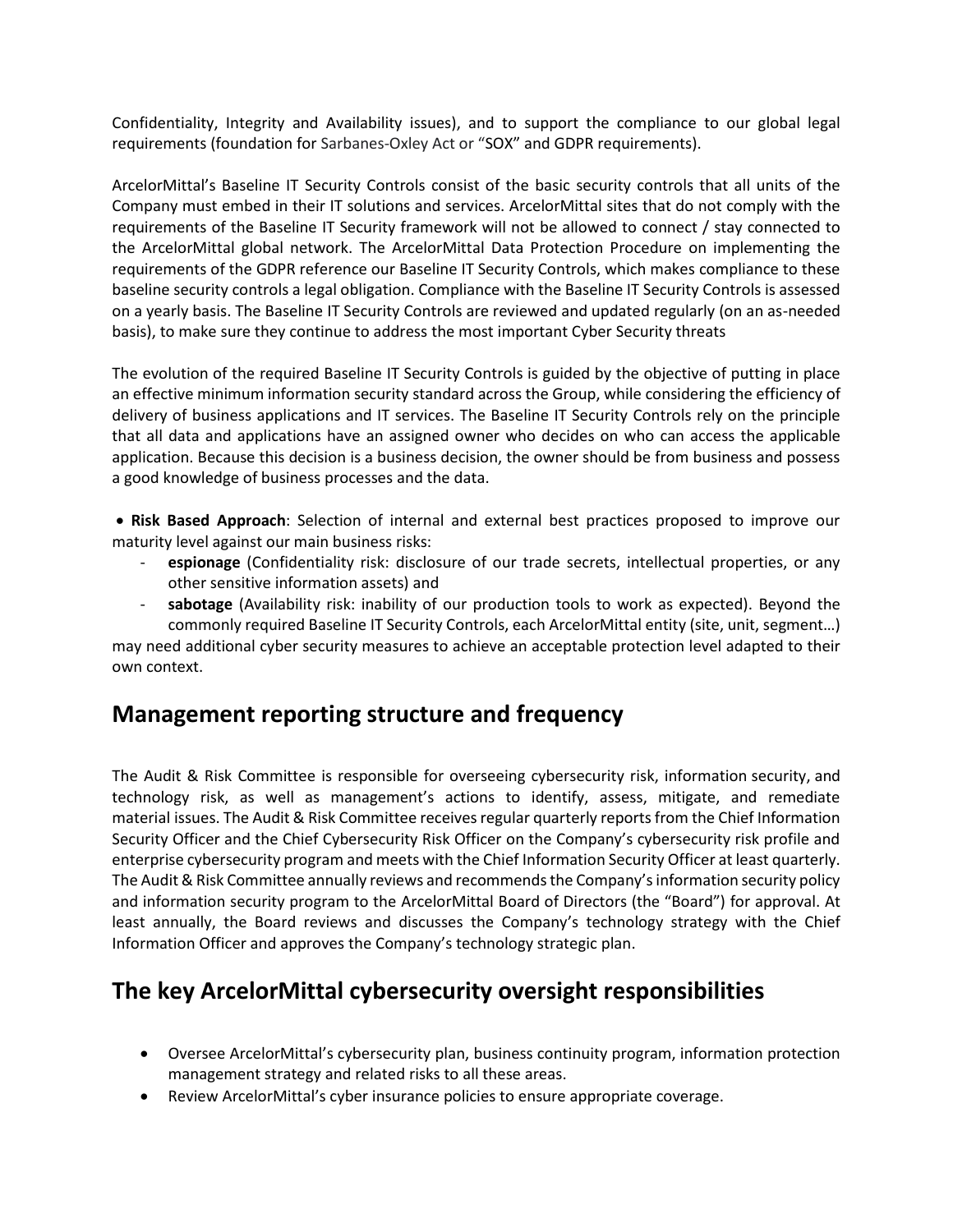Confidentiality, Integrity and Availability issues), and to support the compliance to our global legal requirements (foundation for Sarbanes-Oxley Act or "SOX" and GDPR requirements).

ArcelorMittal's Baseline IT Security Controls consist of the basic security controls that all units of the Company must embed in their IT solutions and services. ArcelorMittal sites that do not comply with the requirements of the Baseline IT Security framework will not be allowed to connect / stay connected to the ArcelorMittal global network. The ArcelorMittal Data Protection Procedure on implementing the requirements of the GDPR reference our Baseline IT Security Controls, which makes compliance to these baseline security controls a legal obligation. Compliance with the Baseline IT Security Controls is assessed on a yearly basis. The Baseline IT Security Controls are reviewed and updated regularly (on an as-needed basis), to make sure they continue to address the most important Cyber Security threats

The evolution of the required Baseline IT Security Controls is guided by the objective of putting in place an effective minimum information security standard across the Group, while considering the efficiency of delivery of business applications and IT services. The Baseline IT Security Controls rely on the principle that all data and applications have an assigned owner who decides on who can access the applicable application. Because this decision is a business decision, the owner should be from business and possess a good knowledge of business processes and the data.

- **Risk Based Approach**: Selection of internal and external best practices proposed to improve our maturity level against our main business risks:
  - **espionage** (Confidentiality risk: disclosure of our trade secrets, intellectual properties, or any other sensitive information assets) and
  - **sabotage** (Availability risk: inability of our production tools to work as expected). Beyond the commonly required Baseline IT Security Controls, each ArcelorMittal entity (site, unit, segment…)

may need additional cyber security measures to achieve an acceptable protection level adapted to their own context.

## Management reporting structure and frequency

The Audit & Risk Committee is responsible for overseeing cybersecurity risk, information security, and technology risk, as well as management's actions to identify, assess, mitigate, and remediate material issues. The Audit & Risk Committee receives regular quarterly reports from the Chief Information Security Officer and the Chief Cybersecurity Risk Officer on the Company's cybersecurity risk profile and enterprise cybersecurity program and meets with the Chief Information Security Officer at least quarterly. The Audit & Risk Committee annually reviews and recommends the Company's information security policy and information security program to the ArcelorMittal Board of Directors (the "Board") for approval. At least annually, the Board reviews and discusses the Company's technology strategy with the Chief Information Officer and approves the Company's technology strategic plan.

## The key ArcelorMittal cybersecurity oversight responsibilities

- Oversee ArcelorMittal's cybersecurity plan, business continuity program, information protection management strategy and related risks to all these areas.
- Review ArcelorMittal's cyber insurance policies to ensure appropriate coverage.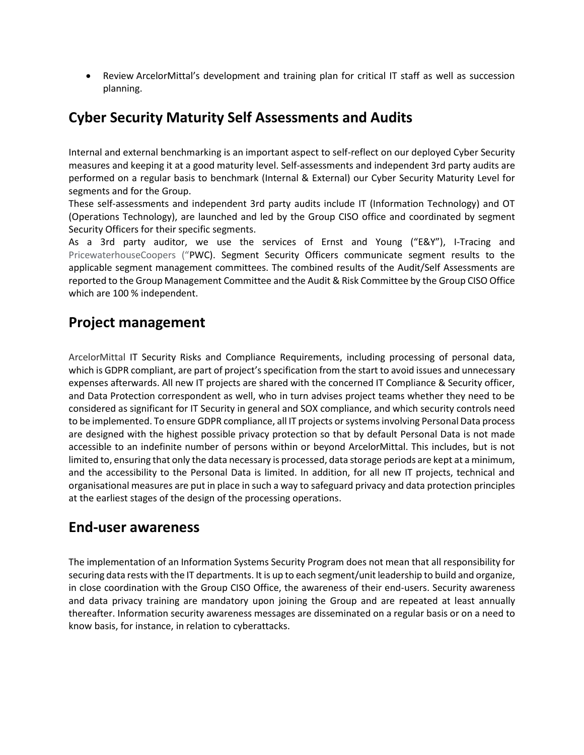- Review ArcelorMittal's development and training plan for critical IT staff as well as succession planning.

## Cyber Security Maturity Self Assessments and Audits

Internal and external benchmarking is an important aspect to self-reflect on our deployed Cyber Security measures and keeping it at a good maturity level. Self-assessments and independent 3rd party audits are performed on a regular basis to benchmark (Internal & External) our Cyber Security Maturity Level for segments and for the Group.

These self-assessments and independent 3rd party audits include IT (Information Technology) and OT (Operations Technology), are launched and led by the Group CISO office and coordinated by segment Security Officers for their specific segments.

As a 3rd party auditor, we use the services of Ernst and Young ("E&Y"), I-Tracing and PricewaterhouseCoopers ("PWC). Segment Security Officers communicate segment results to the applicable segment management committees. The combined results of the Audit/Self Assessments are reported to the Group Management Committee and the Audit & Risk Committee by the Group CISO Office which are 100 % independent.

## Project management

ArcelorMittal IT Security Risks and Compliance Requirements, including processing of personal data, which is GDPR compliant, are part of project's specification from the start to avoid issues and unnecessary expenses afterwards. All new IT projects are shared with the concerned IT Compliance & Security officer, and Data Protection correspondent as well, who in turn advises project teams whether they need to be considered as significant for IT Security in general and SOX compliance, and which security controls need to be implemented. To ensure GDPR compliance, all IT projects or systems involving Personal Data process are designed with the highest possible privacy protection so that by default Personal Data is not made accessible to an indefinite number of persons within or beyond ArcelorMittal. This includes, but is not limited to, ensuring that only the data necessary is processed, data storage periods are kept at a minimum, and the accessibility to the Personal Data is limited. In addition, for all new IT projects, technical and organisational measures are put in place in such a way to safeguard privacy and data protection principles at the earliest stages of the design of the processing operations.

## End-user awareness

The implementation of an Information Systems Security Program does not mean that all responsibility for securing data rests with the IT departments. It is up to each segment/unit leadership to build and organize, in close coordination with the Group CISO Office, the awareness of their end-users. Security awareness and data privacy training are mandatory upon joining the Group and are repeated at least annually thereafter. Information security awareness messages are disseminated on a regular basis or on a need to know basis, for instance, in relation to cyberattacks.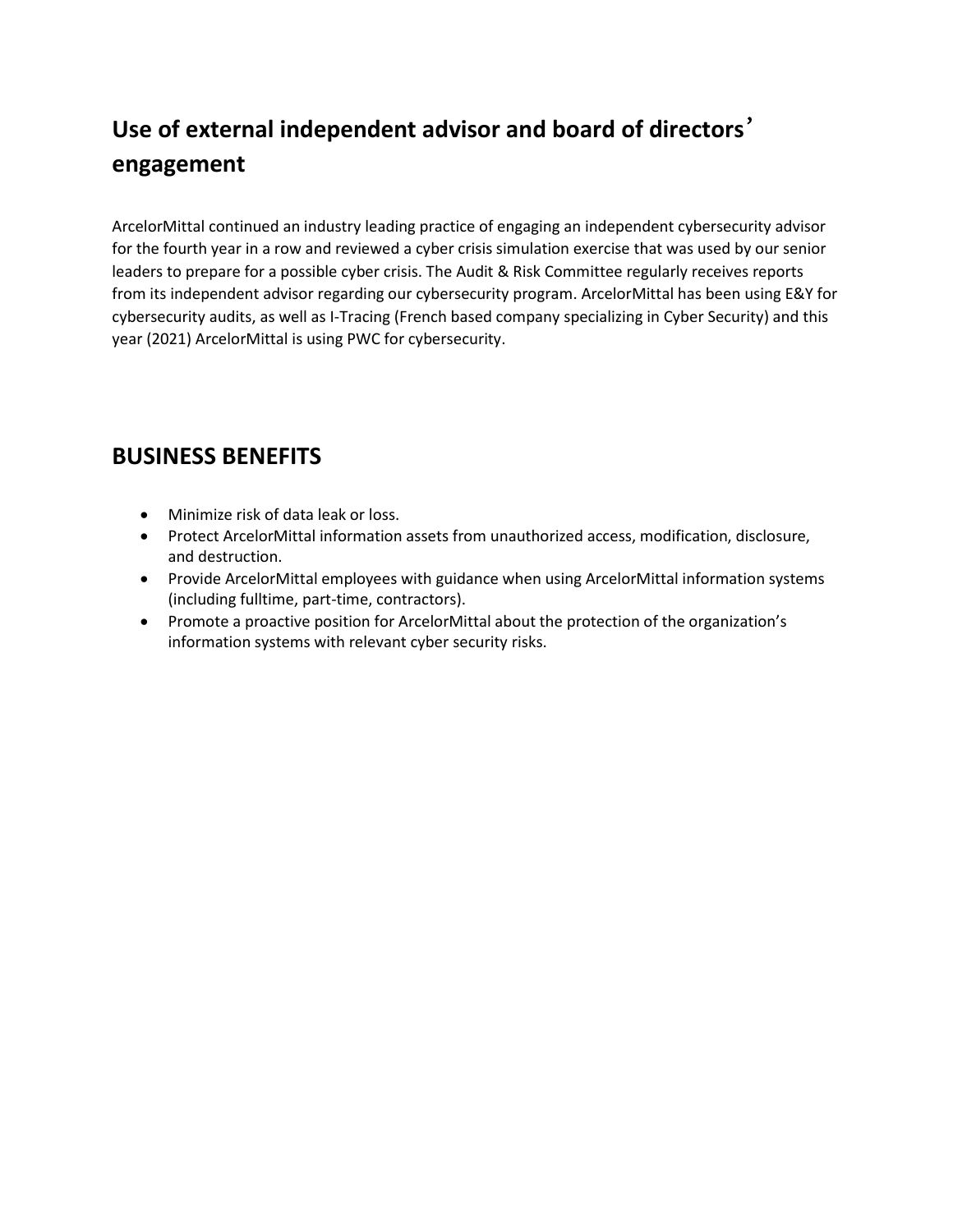## Use of external independent advisor and board of directors' engagement

ArcelorMittal continued an industry leading practice of engaging an independent cybersecurity advisor for the fourth year in a row and reviewed a cyber crisis simulation exercise that was used by our senior leaders to prepare for a possible cyber crisis. The Audit & Risk Committee regularly receives reports from its independent advisor regarding our cybersecurity program. ArcelorMittal has been using E&Y for cybersecurity audits, as well as I-Tracing (French based company specializing in Cyber Security) and this year (2021) ArcelorMittal is using PWC for cybersecurity.

## BUSINESS BENEFITS

- Minimize risk of data leak or loss.
- Protect ArcelorMittal information assets from unauthorized access, modification, disclosure, and destruction.
- Provide ArcelorMittal employees with guidance when using ArcelorMittal information systems (including fulltime, part-time, contractors).
- Promote a proactive position for ArcelorMittal about the protection of the organization's information systems with relevant cyber security risks.